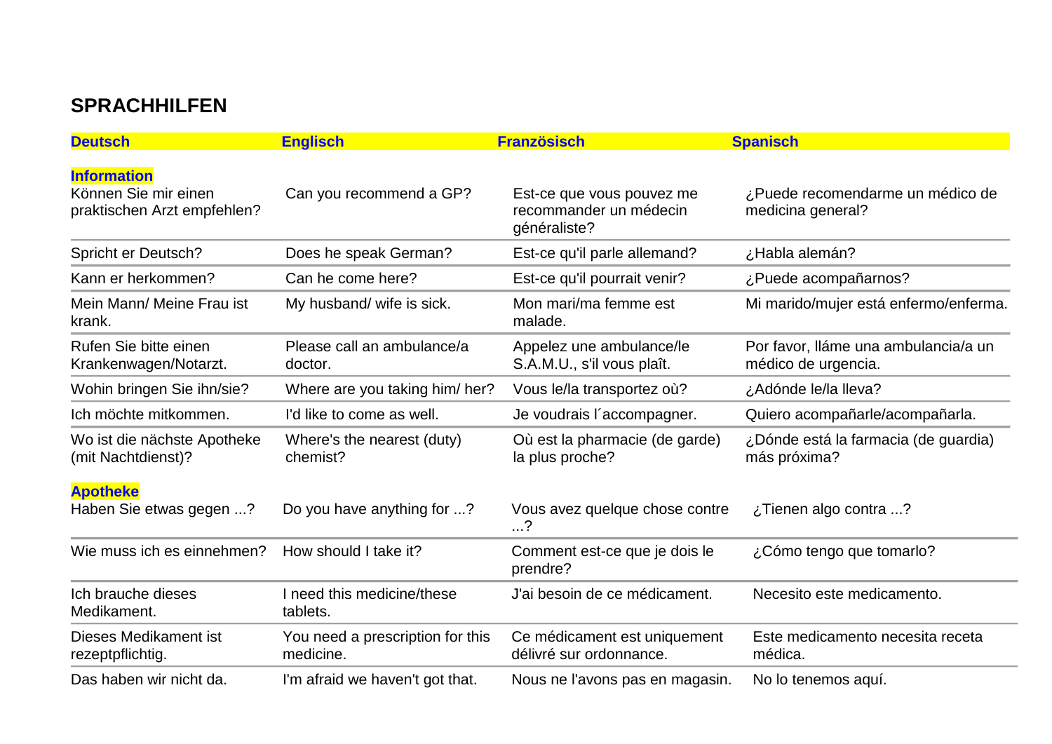# SPRACHHILFEN

| Deutsch | Englisch | Französisch | Spanisch |
|---|---|---|---|
| **Information** | | | |
| Können Sie mir einen praktischen Arzt empfehlen? | Can you recommend a GP? | Est-ce que vous pouvez me recommander un médecin généraliste? | ¿Puede recomendarme un médico de medicina general? |
| Spricht er Deutsch? | Does he speak German? | Est-ce qu'il parle allemand? | ¿Habla alemán? |
| Kann er herkommen? | Can he come here? | Est-ce qu'il pourrait venir? | ¿Puede acompañarnos? |
| Mein Mann/ Meine Frau ist krank. | My husband/ wife is sick. | Mon mari/ma femme est malade. | Mi marido/mujer está enfermo/enferma. |
| Rufen Sie bitte einen Krankenwagen/Notarzt. | Please call an ambulance/a doctor. | Appelez une ambulance/le S.A.M.U., s'il vous plaît. | Por favor, lláme una ambulancia/a un médico de urgencia. |
| Wohin bringen Sie ihn/sie? | Where are you taking him/ her? | Vous le/la transportez où? | ¿Adónde le/la lleva? |
| Ich möchte mitkommen. | I'd like to come as well. | Je voudrais l´accompagner. | Quiero acompañarle/acompañarla. |
| Wo ist die nächste Apotheke (mit Nachtdienst)? | Where's the nearest (duty) chemist? | Où est la pharmacie (de garde) la plus proche? | ¿Dónde está la farmacia (de guardia) más próxima? |
| **Apotheke** | | | |
| Haben Sie etwas gegen ...? | Do you have anything for ...? | Vous avez quelque chose contre ...? | ¿Tienen algo contra ...? |
| Wie muss ich es einnehmen? | How should I take it? | Comment est-ce que je dois le prendre? | ¿Cómo tengo que tomarlo? |
| Ich brauche dieses Medikament. | I need this medicine/these tablets. | J'ai besoin de ce médicament. | Necesito este medicamento. |
| Dieses Medikament ist rezeptpflichtig. | You need a prescription for this medicine. | Ce médicament est uniquement délivré sur ordonnance. | Este medicamento necesita receta médica. |
| Das haben wir nicht da. | I'm afraid we haven't got that. | Nous ne l'avons pas en magasin. | No lo tenemos aquí. |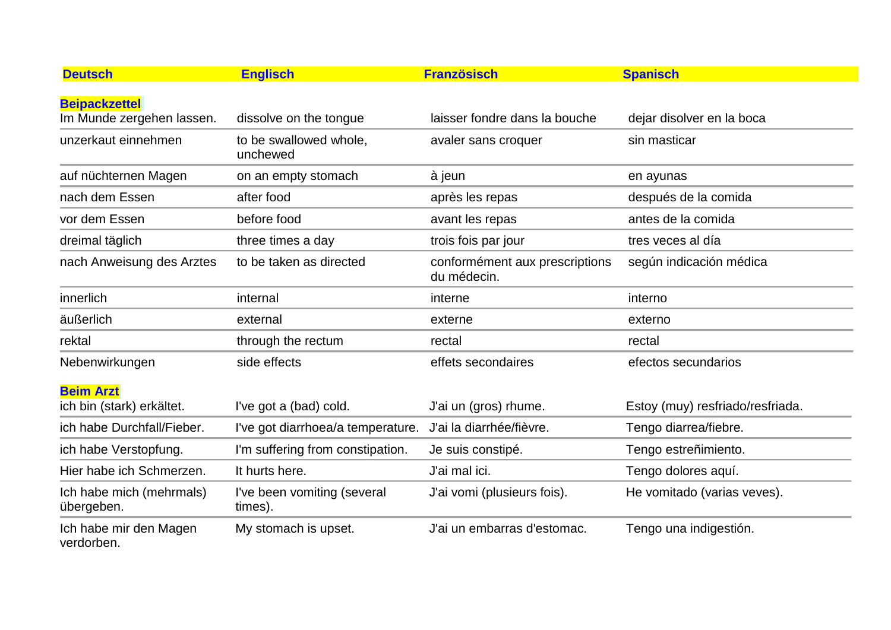| Deutsch | Englisch | Französisch | Spanisch |
| --- | --- | --- | --- |
| **Beipackzettel** | | | |
| Im Munde zergehen lassen. | dissolve on the tongue | laisser fondre dans la bouche | dejar disolver en la boca |
| unzerkaut einnehmen | to be swallowed whole, unchewed | avaler sans croquer | sin masticar |
| auf nüchternen Magen | on an empty stomach | à jeun | en ayunas |
| nach dem Essen | after food | après les repas | después de la comida |
| vor dem Essen | before food | avant les repas | antes de la comida |
| dreimal täglich | three times a day | trois fois par jour | tres veces al día |
| nach Anweisung des Arztes | to be taken as directed | conformément aux prescriptions du médecin. | según indicación médica |
| innerlich | internal | interne | interno |
| äußerlich | external | externe | externo |
| rektal | through the rectum | rectal | rectal |
| Nebenwirkungen | side effects | effets secondaires | efectos secundarios |
| **Beim Arzt** | | | |
| ich bin (stark) erkältet. | I've got a (bad) cold. | J'ai un (gros) rhume. | Estoy (muy) resfriado/resfriada. |
| ich habe Durchfall/Fieber. | I've got diarrhoea/a temperature. | J'ai la diarrhée/fièvre. | Tengo diarrea/fiebre. |
| ich habe Verstopfung. | I'm suffering from constipation. | Je suis constipé. | Tengo estreñimiento. |
| Hier habe ich Schmerzen. | It hurts here. | J'ai mal ici. | Tengo dolores aquí. |
| Ich habe mich (mehrmals) übergeben. | I've been vomiting (several times). | J'ai vomi (plusieurs fois). | He vomitado (varias veves). |
| Ich habe mir den Magen verdorben. | My stomach is upset. | J'ai un embarras d'estomac. | Tengo una indigestión. |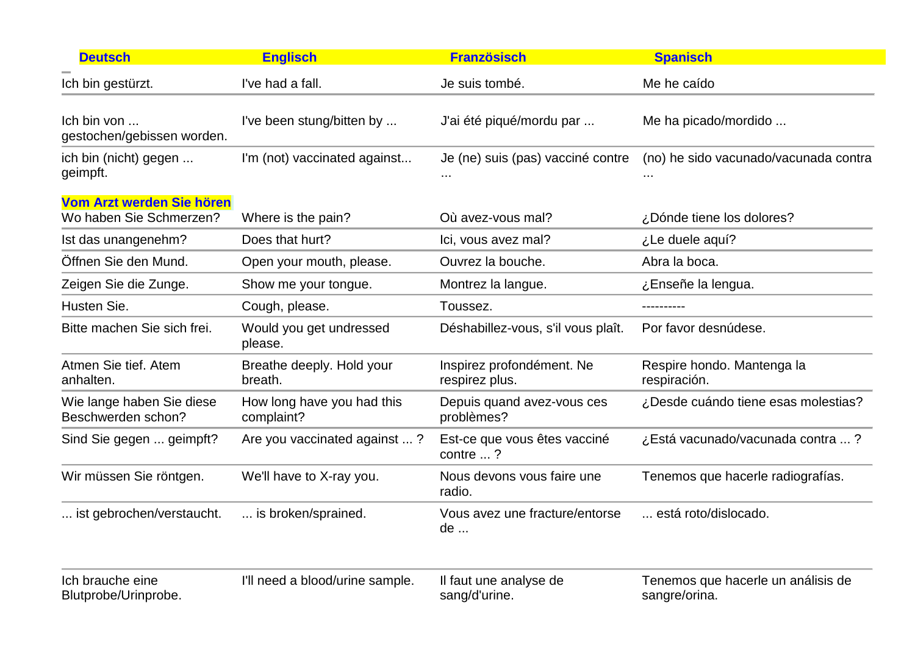| Deutsch | Englisch | Französisch | Spanisch |
|---|---|---|---|
| Ich bin gestürzt. | I've had a fall. | Je suis tombé. | Me he caído |
| Ich bin von ... gestochen/gebissen worden. | I've been stung/bitten by ... | J'ai été piqué/mordu par ... | Me ha picado/mordido ... |
| ich bin (nicht) gegen ... geimpft. | I'm (not) vaccinated against... | Je (ne) suis (pas) vacciné contre ... | (no) he sido vacunado/vacunada contra ... |
| **Vom Arzt werden Sie hören** | | | |
| Wo haben Sie Schmerzen? | Where is the pain? | Où avez-vous mal? | ¿Dónde tiene los dolores? |
| Ist das unangenehm? | Does that hurt? | Ici, vous avez mal? | ¿Le duele aquí? |
| Öffnen Sie den Mund. | Open your mouth, please. | Ouvrez la bouche. | Abra la boca. |
| Zeigen Sie die Zunge. | Show me your tongue. | Montrez la langue. | ¿Enseñe la lengua. |
| Husten Sie. | Cough, please. | Toussez. | ---------- |
| Bitte machen Sie sich frei. | Would you get undressed please. | Déshabillez-vous, s'il vous plaît. | Por favor desnúdese. |
| Atmen Sie tief. Atem anhalten. | Breathe deeply. Hold your breath. | Inspirez profondément. Ne respirez plus. | Respire hondo. Mantenga la respiración. |
| Wie lange haben Sie diese Beschwerden schon? | How long have you had this complaint? | Depuis quand avez-vous ces problèmes? | ¿Desde cuándo tiene esas molestias? |
| Sind Sie gegen ... geimpft? | Are you vaccinated against ... ? | Est-ce que vous êtes vacciné contre ... ? | ¿Está vacunado/vacunada contra ... ? |
| Wir müssen Sie röntgen. | We'll have to X-ray you. | Nous devons vous faire une radio. | Tenemos que hacerle radiografías. |
| ... ist gebrochen/verstaucht. | ... is broken/sprained. | Vous avez une fracture/entorse de ... | ... está roto/dislocado. |
| Ich brauche eine Blutprobe/Urinprobe. | I'll need a blood/urine sample. | Il faut une analyse de sang/d'urine. | Tenemos que hacerle un análisis de sangre/orina. |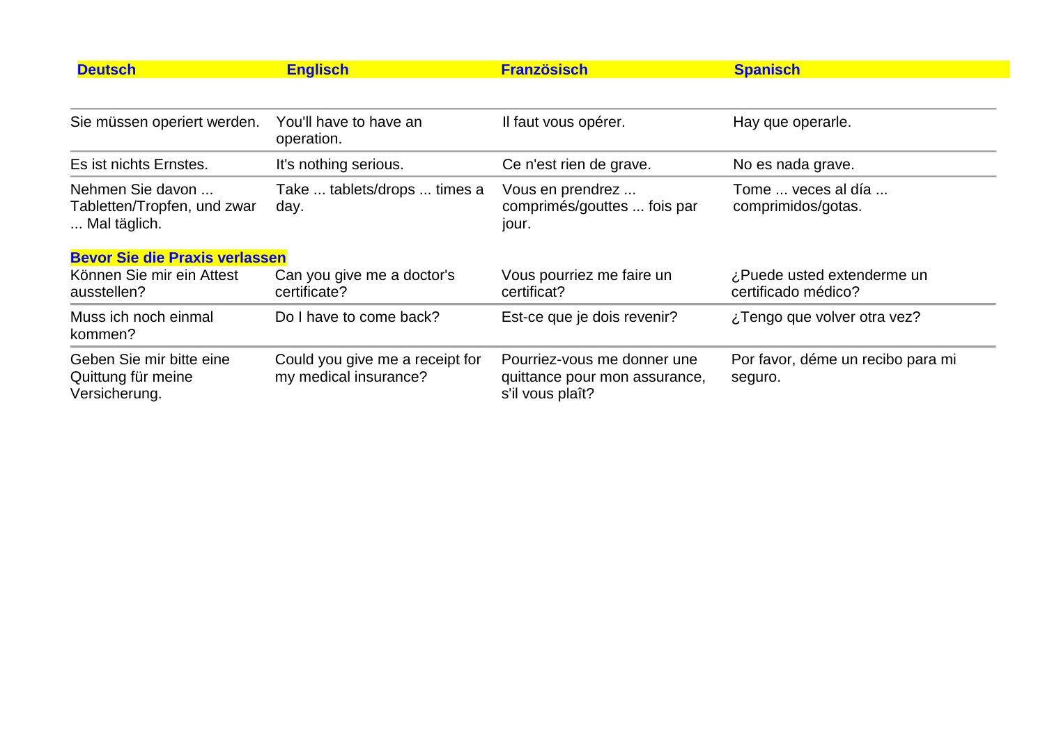| Deutsch | Englisch | Französisch | Spanisch |
|---|---|---|---|
| Sie müssen operiert werden. | You'll have to have an operation. | Il faut vous opérer. | Hay que operarle. |
| Es ist nichts Ernstes. | It's nothing serious. | Ce n'est rien de grave. | No es nada grave. |
| Nehmen Sie davon ... Tabletten/Tropfen, und zwar ... Mal täglich. | Take ... tablets/drops ... times a day. | Vous en prendrez ... comprimés/gouttes ... fois par jour. | Tome ... veces al día ... comprimidos/gotas. |
| **Bevor Sie die Praxis verlassen** | | | |
| Können Sie mir ein Attest ausstellen? | Can you give me a doctor's certificate? | Vous pourriez me faire un certificat? | ¿Puede usted extenderme un certificado médico? |
| Muss ich noch einmal kommen? | Do I have to come back? | Est-ce que je dois revenir? | ¿Tengo que volver otra vez? |
| Geben Sie mir bitte eine Quittung für meine Versicherung. | Could you give me a receipt for my medical insurance? | Pourriez-vous me donner une quittance pour mon assurance, s'il vous plaît? | Por favor, déme un recibo para mi seguro. |